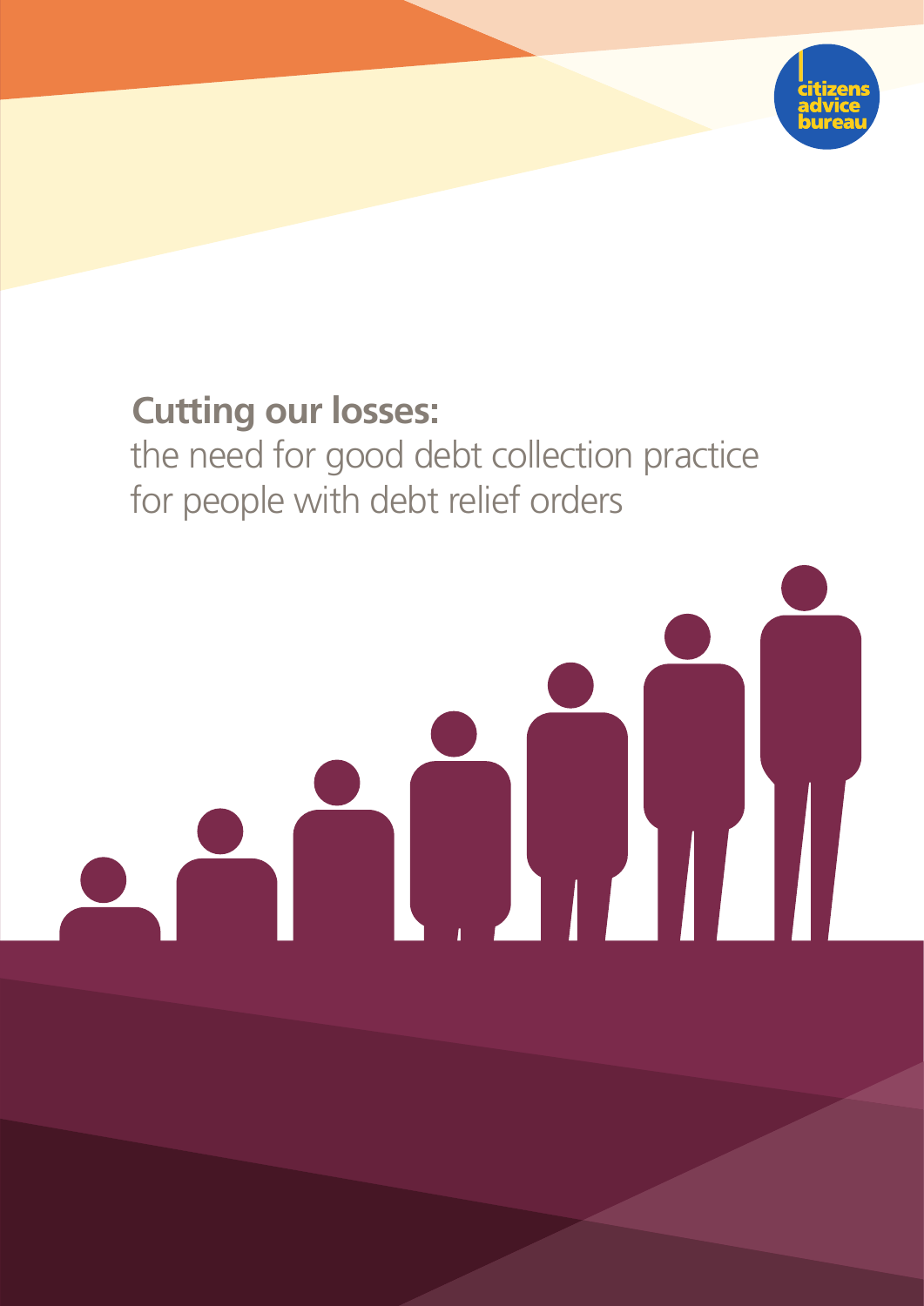# **Cutting our losses:**
the need for good debt collection practice for people with debt relief orders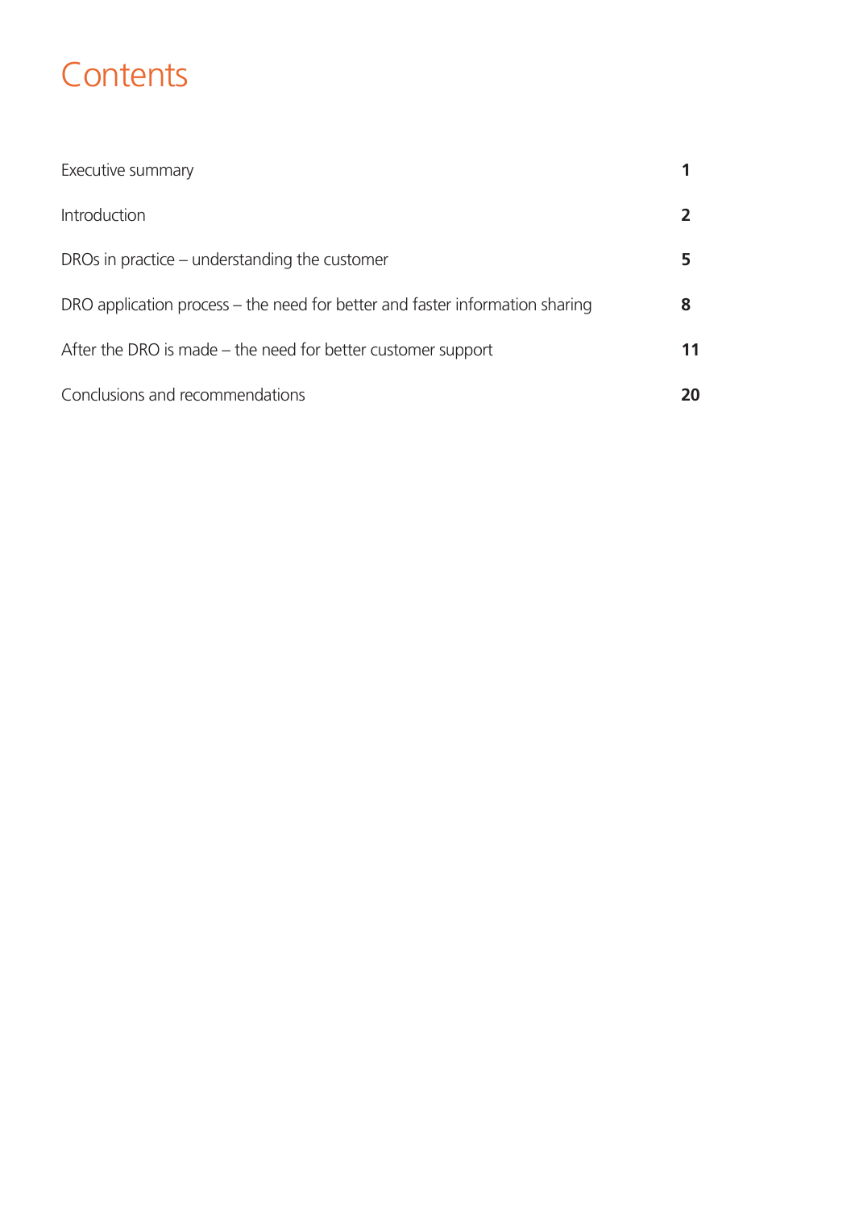# Contents

| | |
|---|---|
| Executive summary | **1** |
| Introduction | **2** |
| DROs in practice – understanding the customer | **5** |
| DRO application process – the need for better and faster information sharing | **8** |
| After the DRO is made – the need for better customer support | **11** |
| Conclusions and recommendations | **20** |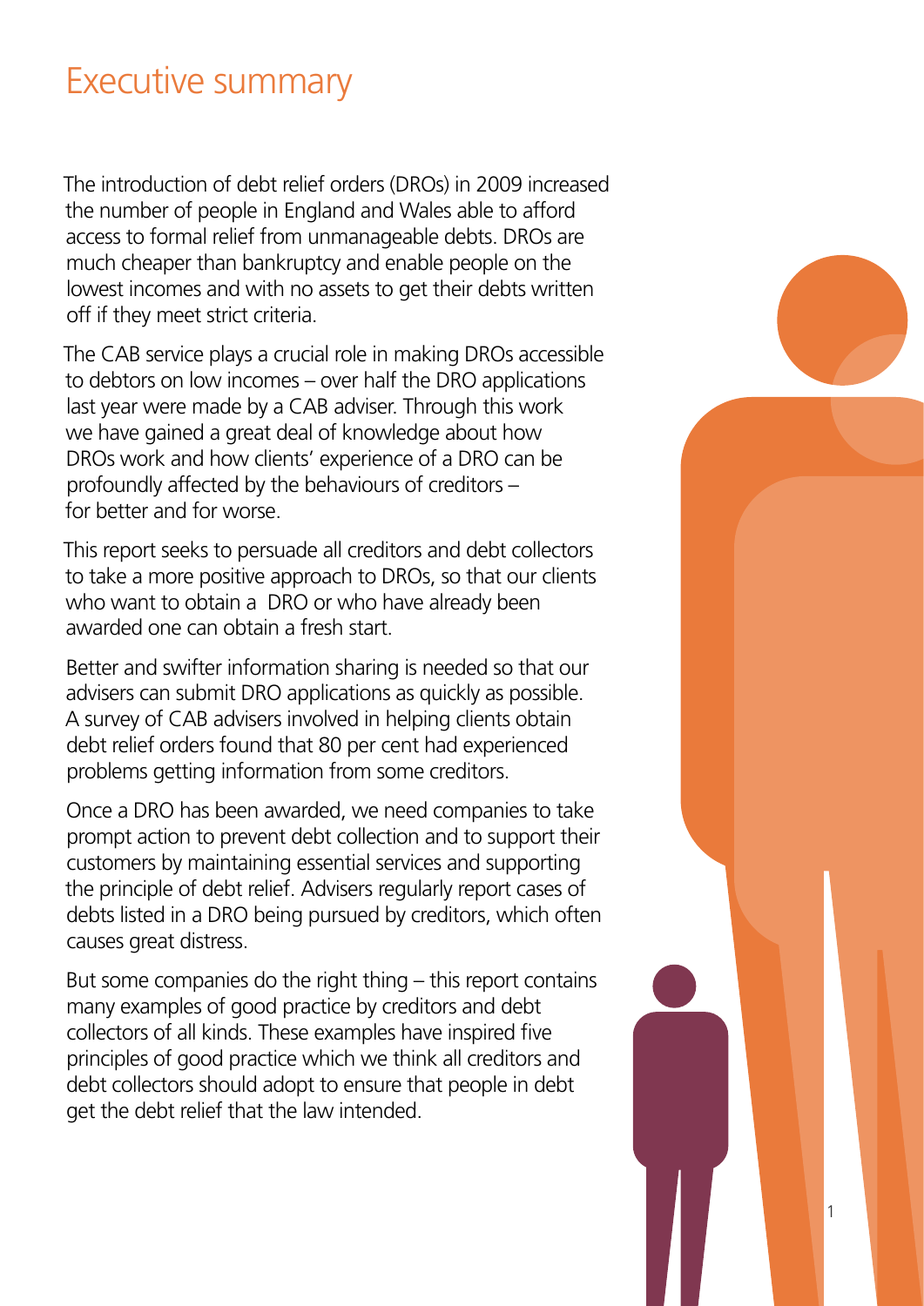# Executive summary

The introduction of debt relief orders (DROs) in 2009 increased the number of people in England and Wales able to afford access to formal relief from unmanageable debts. DROs are much cheaper than bankruptcy and enable people on the lowest incomes and with no assets to get their debts written off if they meet strict criteria.

The CAB service plays a crucial role in making DROs accessible to debtors on low incomes – over half the DRO applications last year were made by a CAB adviser. Through this work we have gained a great deal of knowledge about how DROs work and how clients' experience of a DRO can be profoundly affected by the behaviours of creditors – for better and for worse.

This report seeks to persuade all creditors and debt collectors to take a more positive approach to DROs, so that our clients who want to obtain a DRO or who have already been awarded one can obtain a fresh start.

Better and swifter information sharing is needed so that our advisers can submit DRO applications as quickly as possible. A survey of CAB advisers involved in helping clients obtain debt relief orders found that 80 per cent had experienced problems getting information from some creditors.

Once a DRO has been awarded, we need companies to take prompt action to prevent debt collection and to support their customers by maintaining essential services and supporting the principle of debt relief. Advisers regularly report cases of debts listed in a DRO being pursued by creditors, which often causes great distress.

But some companies do the right thing – this report contains many examples of good practice by creditors and debt collectors of all kinds. These examples have inspired five principles of good practice which we think all creditors and debt collectors should adopt to ensure that people in debt get the debt relief that the law intended.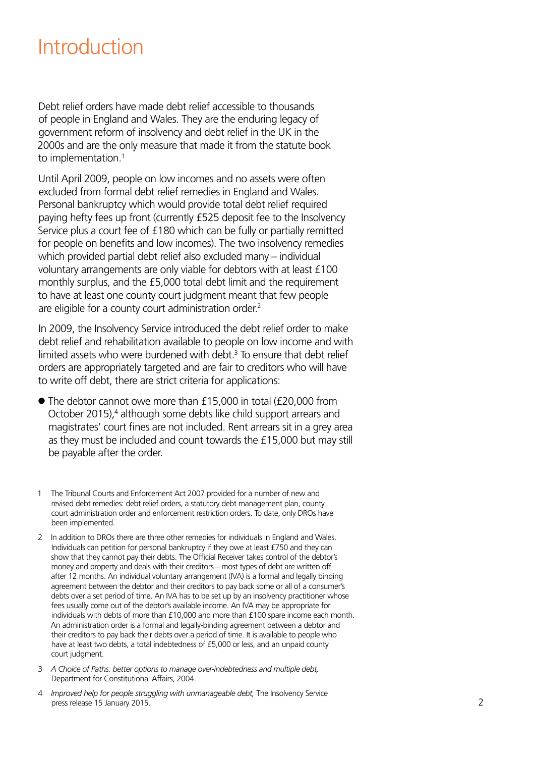# Introduction

Debt relief orders have made debt relief accessible to thousands of people in England and Wales. They are the enduring legacy of government reform of insolvency and debt relief in the UK in the 2000s and are the only measure that made it from the statute book to implementation.[1]

Until April 2009, people on low incomes and no assets were often excluded from formal debt relief remedies in England and Wales. Personal bankruptcy which would provide total debt relief required paying hefty fees up front (currently £525 deposit fee to the Insolvency Service plus a court fee of £180 which can be fully or partially remitted for people on benefits and low incomes). The two insolvency remedies which provided partial debt relief also excluded many – individual voluntary arrangements are only viable for debtors with at least £100 monthly surplus, and the £5,000 total debt limit and the requirement to have at least one county court judgment meant that few people are eligible for a county court administration order.[2]

In 2009, the Insolvency Service introduced the debt relief order to make debt relief and rehabilitation available to people on low income and with limited assets who were burdened with debt.[3] To ensure that debt relief orders are appropriately targeted and are fair to creditors who will have to write off debt, there are strict criteria for applications:

- The debtor cannot owe more than £15,000 in total (£20,000 from October 2015),[4] although some debts like child support arrears and magistrates' court fines are not included. Rent arrears sit in a grey area as they must be included and count towards the £15,000 but may still be payable after the order.

1 The Tribunal Courts and Enforcement Act 2007 provided for a number of new and revised debt remedies: debt relief orders, a statutory debt management plan, county court administration order and enforcement restriction orders. To date, only DROs have been implemented.

2 In addition to DROs there are three other remedies for individuals in England and Wales. Individuals can petition for personal bankruptcy if they owe at least £750 and they can show that they cannot pay their debts. The Official Receiver takes control of the debtor's money and property and deals with their creditors – most types of debt are written off after 12 months. An individual voluntary arrangement (IVA) is a formal and legally binding agreement between the debtor and their creditors to pay back some or all of a consumer's debts over a set period of time. An IVA has to be set up by an insolvency practitioner whose fees usually come out of the debtor's available income. An IVA may be appropriate for individuals with debts of more than £10,000 and more than £100 spare income each month. An administration order is a formal and legally-binding agreement between a debtor and their creditors to pay back their debts over a period of time. It is available to people who have at least two debts, a total indebtedness of £5,000 or less, and an unpaid county court judgment.

3 *A Choice of Paths: better options to manage over-indebtedness and multiple debt,* Department for Constitutional Affairs, 2004.

4 *Improved help for people struggling with unmanageable debt,* The Insolvency Service press release 15 January 2015.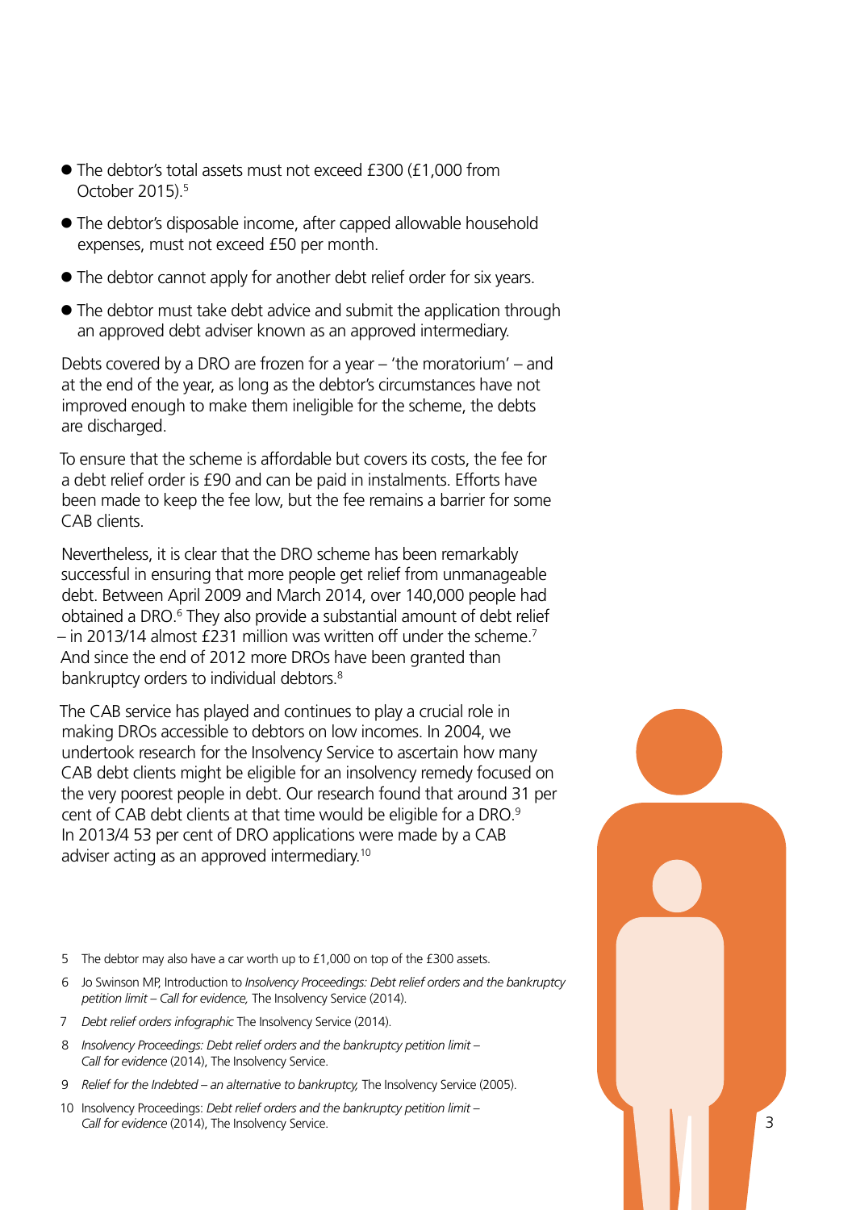- The debtor's total assets must not exceed £300 (£1,000 from October 2015).[5]
- The debtor's disposable income, after capped allowable household expenses, must not exceed £50 per month.
- The debtor cannot apply for another debt relief order for six years.
- The debtor must take debt advice and submit the application through an approved debt adviser known as an approved intermediary.

Debts covered by a DRO are frozen for a year – 'the moratorium' – and at the end of the year, as long as the debtor's circumstances have not improved enough to make them ineligible for the scheme, the debts are discharged.

To ensure that the scheme is affordable but covers its costs, the fee for a debt relief order is £90 and can be paid in instalments. Efforts have been made to keep the fee low, but the fee remains a barrier for some CAB clients.

Nevertheless, it is clear that the DRO scheme has been remarkably successful in ensuring that more people get relief from unmanageable debt. Between April 2009 and March 2014, over 140,000 people had obtained a DRO.[6] They also provide a substantial amount of debt relief – in 2013/14 almost £231 million was written off under the scheme.[7] And since the end of 2012 more DROs have been granted than bankruptcy orders to individual debtors.[8]

The CAB service has played and continues to play a crucial role in making DROs accessible to debtors on low incomes. In 2004, we undertook research for the Insolvency Service to ascertain how many CAB debt clients might be eligible for an insolvency remedy focused on the very poorest people in debt. Our research found that around 31 per cent of CAB debt clients at that time would be eligible for a DRO.[9] In 2013/4 53 per cent of DRO applications were made by a CAB adviser acting as an approved intermediary.[10]

5 The debtor may also have a car worth up to £1,000 on top of the £300 assets.

6 Jo Swinson MP, Introduction to *Insolvency Proceedings: Debt relief orders and the bankruptcy petition limit – Call for evidence,* The Insolvency Service (2014).

7 *Debt relief orders infographic* The Insolvency Service (2014).

8 *Insolvency Proceedings: Debt relief orders and the bankruptcy petition limit – Call for evidence* (2014), The Insolvency Service.

9 *Relief for the Indebted – an alternative to bankruptcy,* The Insolvency Service (2005).

10 Insolvency Proceedings: *Debt relief orders and the bankruptcy petition limit – Call for evidence* (2014), The Insolvency Service.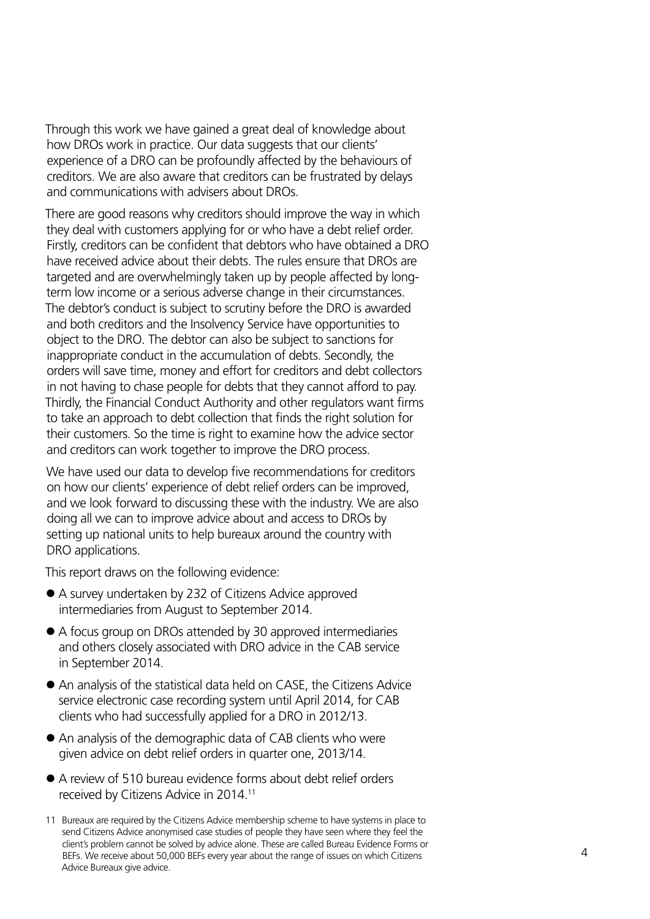Through this work we have gained a great deal of knowledge about how DROs work in practice. Our data suggests that our clients' experience of a DRO can be profoundly affected by the behaviours of creditors. We are also aware that creditors can be frustrated by delays and communications with advisers about DROs.

There are good reasons why creditors should improve the way in which they deal with customers applying for or who have a debt relief order. Firstly, creditors can be confident that debtors who have obtained a DRO have received advice about their debts. The rules ensure that DROs are targeted and are overwhelmingly taken up by people affected by long-term low income or a serious adverse change in their circumstances. The debtor's conduct is subject to scrutiny before the DRO is awarded and both creditors and the Insolvency Service have opportunities to object to the DRO. The debtor can also be subject to sanctions for inappropriate conduct in the accumulation of debts. Secondly, the orders will save time, money and effort for creditors and debt collectors in not having to chase people for debts that they cannot afford to pay. Thirdly, the Financial Conduct Authority and other regulators want firms to take an approach to debt collection that finds the right solution for their customers. So the time is right to examine how the advice sector and creditors can work together to improve the DRO process.

We have used our data to develop five recommendations for creditors on how our clients' experience of debt relief orders can be improved, and we look forward to discussing these with the industry. We are also doing all we can to improve advice about and access to DROs by setting up national units to help bureaux around the country with DRO applications.

This report draws on the following evidence:

- A survey undertaken by 232 of Citizens Advice approved intermediaries from August to September 2014.
- A focus group on DROs attended by 30 approved intermediaries and others closely associated with DRO advice in the CAB service in September 2014.
- An analysis of the statistical data held on CASE, the Citizens Advice service electronic case recording system until April 2014, for CAB clients who had successfully applied for a DRO in 2012/13.
- An analysis of the demographic data of CAB clients who were given advice on debt relief orders in quarter one, 2013/14.
- A review of 510 bureau evidence forms about debt relief orders received by Citizens Advice in 2014.[11]

11 Bureaux are required by the Citizens Advice membership scheme to have systems in place to send Citizens Advice anonymised case studies of people they have seen where they feel the client's problem cannot be solved by advice alone. These are called Bureau Evidence Forms or BEFs. We receive about 50,000 BEFs every year about the range of issues on which Citizens Advice Bureaux give advice.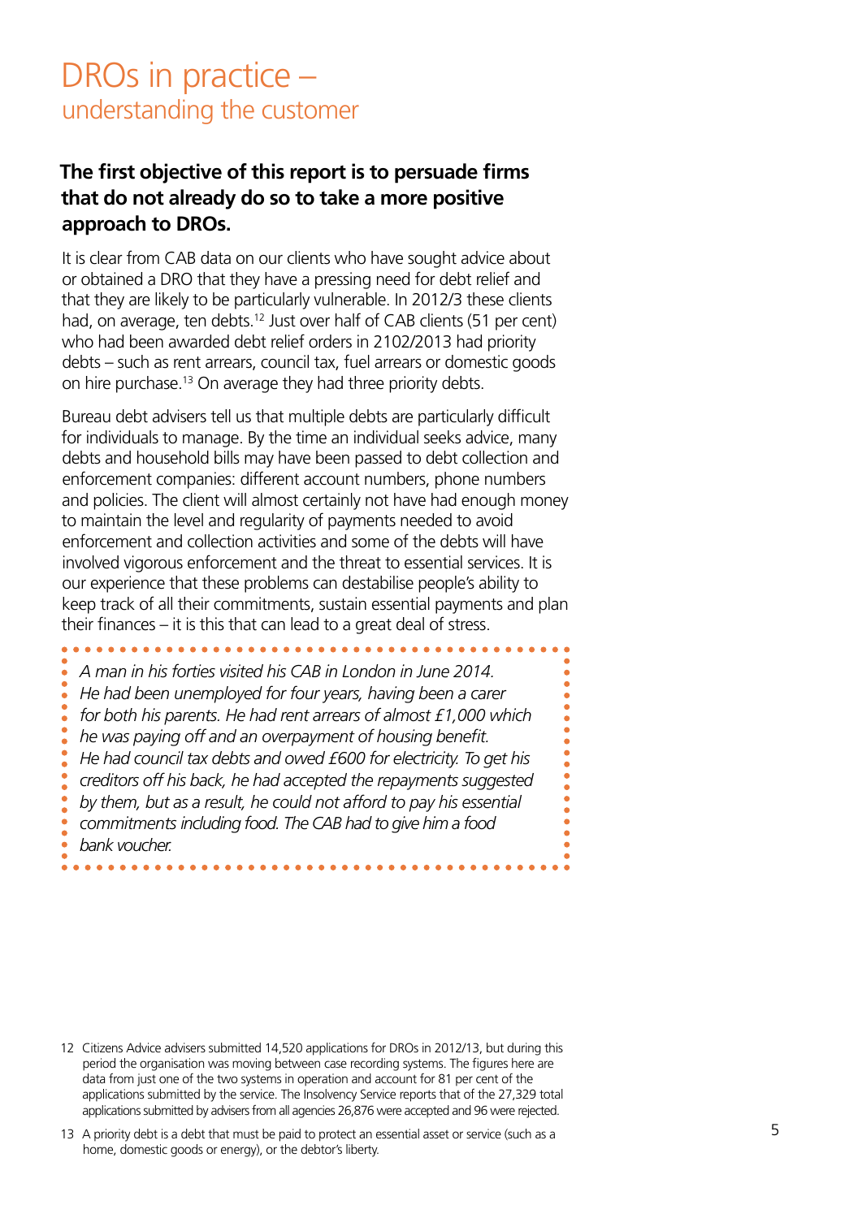# DROs in practice – understanding the customer

**The first objective of this report is to persuade firms that do not already do so to take a more positive approach to DROs.**

It is clear from CAB data on our clients who have sought advice about or obtained a DRO that they have a pressing need for debt relief and that they are likely to be particularly vulnerable. In 2012/3 these clients had, on average, ten debts.[12] Just over half of CAB clients (51 per cent) who had been awarded debt relief orders in 2102/2013 had priority debts – such as rent arrears, council tax, fuel arrears or domestic goods on hire purchase.[13] On average they had three priority debts.

Bureau debt advisers tell us that multiple debts are particularly difficult for individuals to manage. By the time an individual seeks advice, many debts and household bills may have been passed to debt collection and enforcement companies: different account numbers, phone numbers and policies. The client will almost certainly not have had enough money to maintain the level and regularity of payments needed to avoid enforcement and collection activities and some of the debts will have involved vigorous enforcement and the threat to essential services. It is our experience that these problems can destabilise people's ability to keep track of all their commitments, sustain essential payments and plan their finances – it is this that can lead to a great deal of stress.

*A man in his forties visited his CAB in London in June 2014. He had been unemployed for four years, having been a carer for both his parents. He had rent arrears of almost £1,000 which he was paying off and an overpayment of housing benefit. He had council tax debts and owed £600 for electricity. To get his creditors off his back, he had accepted the repayments suggested by them, but as a result, he could not afford to pay his essential commitments including food. The CAB had to give him a food bank voucher.*

---

12 Citizens Advice advisers submitted 14,520 applications for DROs in 2012/13, but during this period the organisation was moving between case recording systems. The figures here are data from just one of the two systems in operation and account for 81 per cent of the applications submitted by the service. The Insolvency Service reports that of the 27,329 total applications submitted by advisers from all agencies 26,876 were accepted and 96 were rejected.

13 A priority debt is a debt that must be paid to protect an essential asset or service (such as a home, domestic goods or energy), or the debtor's liberty.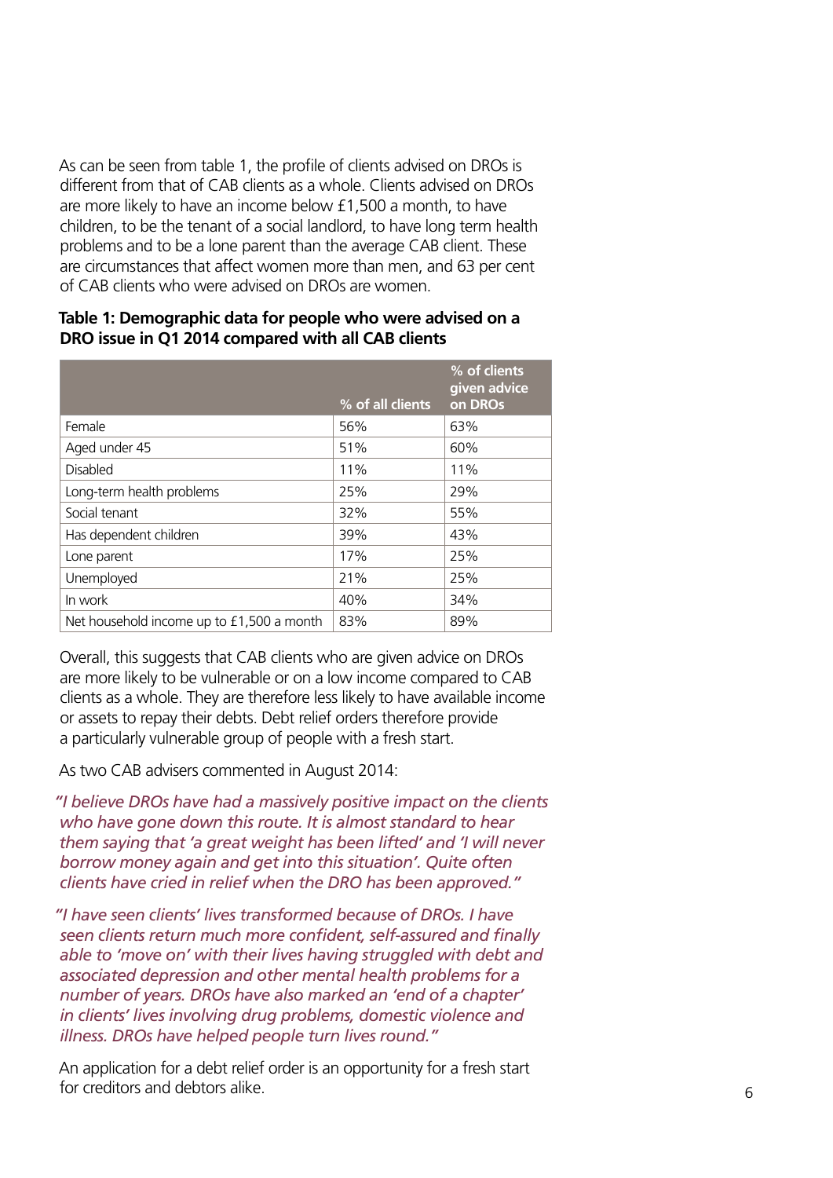As can be seen from table 1, the profile of clients advised on DROs is different from that of CAB clients as a whole. Clients advised on DROs are more likely to have an income below £1,500 a month, to have children, to be the tenant of a social landlord, to have long term health problems and to be a lone parent than the average CAB client. These are circumstances that affect women more than men, and 63 per cent of CAB clients who were advised on DROs are women.

**Table 1: Demographic data for people who were advised on a DRO issue in Q1 2014 compared with all CAB clients**

| | % of all clients | % of clients given advice on DROs |
|---|---|---|
| Female | 56% | 63% |
| Aged under 45 | 51% | 60% |
| Disabled | 11% | 11% |
| Long-term health problems | 25% | 29% |
| Social tenant | 32% | 55% |
| Has dependent children | 39% | 43% |
| Lone parent | 17% | 25% |
| Unemployed | 21% | 25% |
| In work | 40% | 34% |
| Net household income up to £1,500 a month | 83% | 89% |

Overall, this suggests that CAB clients who are given advice on DROs are more likely to be vulnerable or on a low income compared to CAB clients as a whole. They are therefore less likely to have available income or assets to repay their debts. Debt relief orders therefore provide a particularly vulnerable group of people with a fresh start.

As two CAB advisers commented in August 2014:

*"I believe DROs have had a massively positive impact on the clients who have gone down this route. It is almost standard to hear them saying that 'a great weight has been lifted' and 'I will never borrow money again and get into this situation'. Quite often clients have cried in relief when the DRO has been approved."*

*"I have seen clients' lives transformed because of DROs. I have seen clients return much more confident, self-assured and finally able to 'move on' with their lives having struggled with debt and associated depression and other mental health problems for a number of years. DROs have also marked an 'end of a chapter' in clients' lives involving drug problems, domestic violence and illness. DROs have helped people turn lives round."*

An application for a debt relief order is an opportunity for a fresh start for creditors and debtors alike.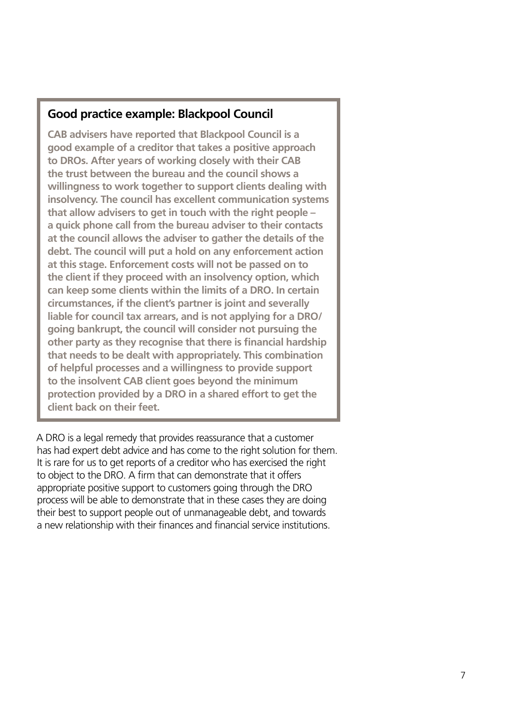## Good practice example: Blackpool Council

**CAB advisers have reported that Blackpool Council is a good example of a creditor that takes a positive approach to DROs. After years of working closely with their CAB the trust between the bureau and the council shows a willingness to work together to support clients dealing with insolvency. The council has excellent communication systems that allow advisers to get in touch with the right people – a quick phone call from the bureau adviser to their contacts at the council allows the adviser to gather the details of the debt. The council will put a hold on any enforcement action at this stage. Enforcement costs will not be passed on to the client if they proceed with an insolvency option, which can keep some clients within the limits of a DRO. In certain circumstances, if the client's partner is joint and severally liable for council tax arrears, and is not applying for a DRO/ going bankrupt, the council will consider not pursuing the other party as they recognise that there is financial hardship that needs to be dealt with appropriately. This combination of helpful processes and a willingness to provide support to the insolvent CAB client goes beyond the minimum protection provided by a DRO in a shared effort to get the client back on their feet.**

A DRO is a legal remedy that provides reassurance that a customer has had expert debt advice and has come to the right solution for them. It is rare for us to get reports of a creditor who has exercised the right to object to the DRO. A firm that can demonstrate that it offers appropriate positive support to customers going through the DRO process will be able to demonstrate that in these cases they are doing their best to support people out of unmanageable debt, and towards a new relationship with their finances and financial service institutions.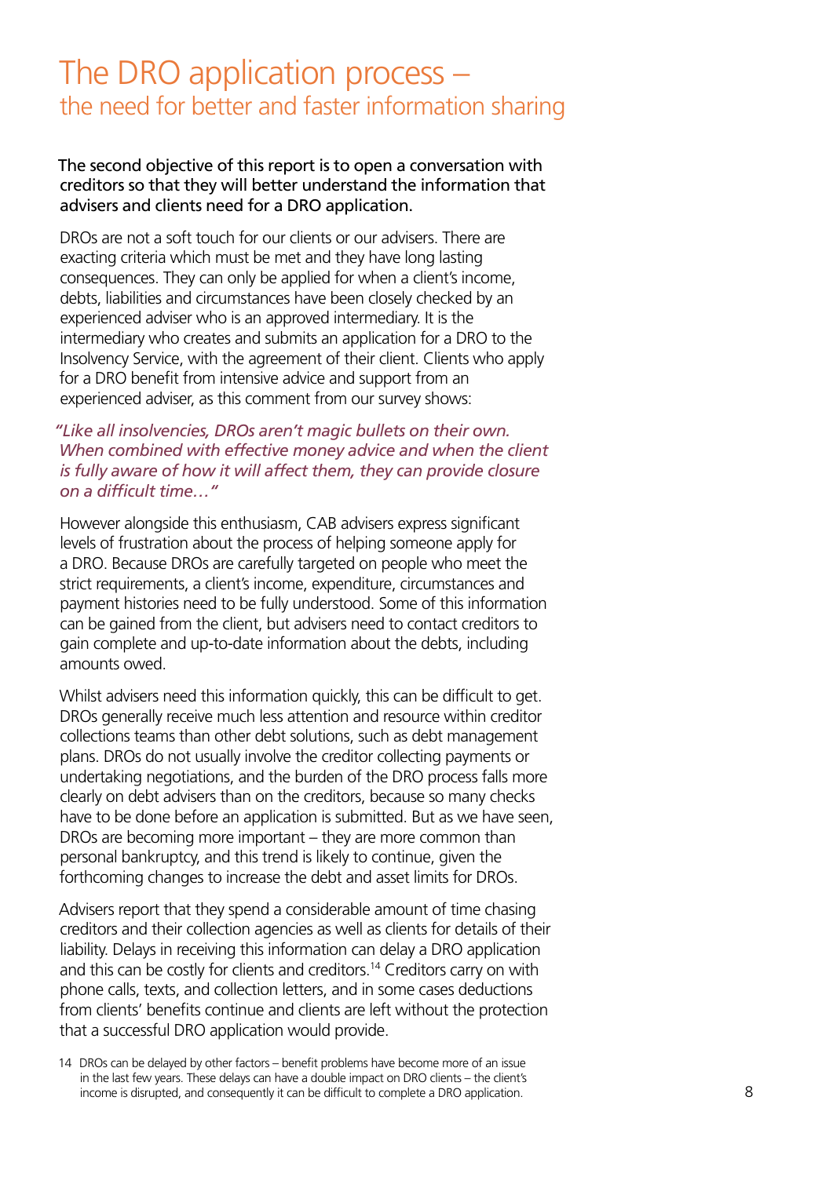# The DRO application process – the need for better and faster information sharing

The second objective of this report is to open a conversation with creditors so that they will better understand the information that advisers and clients need for a DRO application.

DROs are not a soft touch for our clients or our advisers. There are exacting criteria which must be met and they have long lasting consequences. They can only be applied for when a client's income, debts, liabilities and circumstances have been closely checked by an experienced adviser who is an approved intermediary. It is the intermediary who creates and submits an application for a DRO to the Insolvency Service, with the agreement of their client. Clients who apply for a DRO benefit from intensive advice and support from an experienced adviser, as this comment from our survey shows:

*"Like all insolvencies, DROs aren't magic bullets on their own. When combined with effective money advice and when the client is fully aware of how it will affect them, they can provide closure on a difficult time…"*

However alongside this enthusiasm, CAB advisers express significant levels of frustration about the process of helping someone apply for a DRO. Because DROs are carefully targeted on people who meet the strict requirements, a client's income, expenditure, circumstances and payment histories need to be fully understood. Some of this information can be gained from the client, but advisers need to contact creditors to gain complete and up-to-date information about the debts, including amounts owed.

Whilst advisers need this information quickly, this can be difficult to get. DROs generally receive much less attention and resource within creditor collections teams than other debt solutions, such as debt management plans. DROs do not usually involve the creditor collecting payments or undertaking negotiations, and the burden of the DRO process falls more clearly on debt advisers than on the creditors, because so many checks have to be done before an application is submitted. But as we have seen, DROs are becoming more important – they are more common than personal bankruptcy, and this trend is likely to continue, given the forthcoming changes to increase the debt and asset limits for DROs.

Advisers report that they spend a considerable amount of time chasing creditors and their collection agencies as well as clients for details of their liability. Delays in receiving this information can delay a DRO application and this can be costly for clients and creditors.[14] Creditors carry on with phone calls, texts, and collection letters, and in some cases deductions from clients' benefits continue and clients are left without the protection that a successful DRO application would provide.

14 DROs can be delayed by other factors – benefit problems have become more of an issue in the last few years. These delays can have a double impact on DRO clients – the client's income is disrupted, and consequently it can be difficult to complete a DRO application.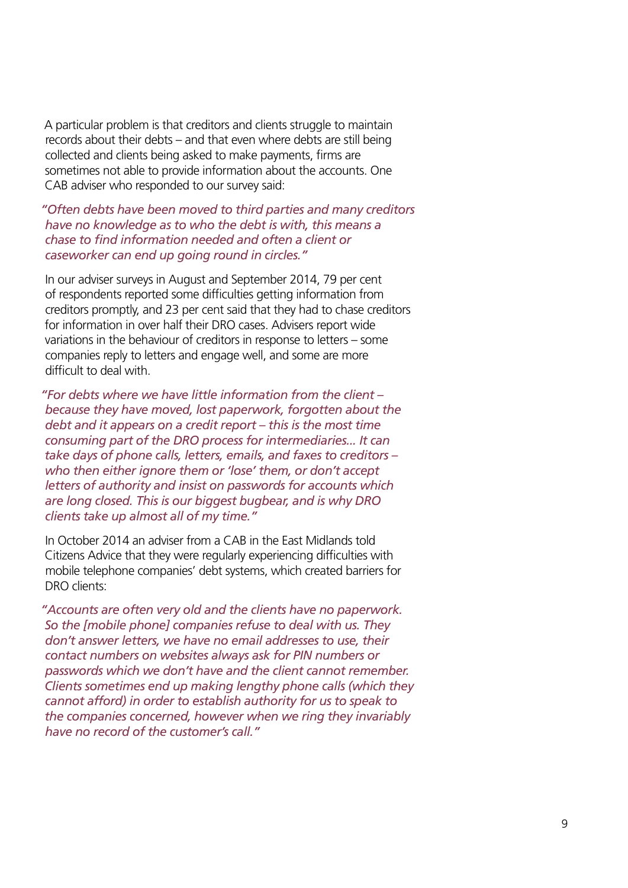A particular problem is that creditors and clients struggle to maintain records about their debts – and that even where debts are still being collected and clients being asked to make payments, firms are sometimes not able to provide information about the accounts. One CAB adviser who responded to our survey said:

*"Often debts have been moved to third parties and many creditors have no knowledge as to who the debt is with, this means a chase to find information needed and often a client or caseworker can end up going round in circles."*

In our adviser surveys in August and September 2014, 79 per cent of respondents reported some difficulties getting information from creditors promptly, and 23 per cent said that they had to chase creditors for information in over half their DRO cases. Advisers report wide variations in the behaviour of creditors in response to letters – some companies reply to letters and engage well, and some are more difficult to deal with.

*"For debts where we have little information from the client – because they have moved, lost paperwork, forgotten about the debt and it appears on a credit report – this is the most time consuming part of the DRO process for intermediaries... It can take days of phone calls, letters, emails, and faxes to creditors – who then either ignore them or 'lose' them, or don't accept letters of authority and insist on passwords for accounts which are long closed. This is our biggest bugbear, and is why DRO clients take up almost all of my time."*

In October 2014 an adviser from a CAB in the East Midlands told Citizens Advice that they were regularly experiencing difficulties with mobile telephone companies' debt systems, which created barriers for DRO clients:

*"Accounts are often very old and the clients have no paperwork. So the [mobile phone] companies refuse to deal with us. They don't answer letters, we have no email addresses to use, their contact numbers on websites always ask for PIN numbers or passwords which we don't have and the client cannot remember. Clients sometimes end up making lengthy phone calls (which they cannot afford) in order to establish authority for us to speak to the companies concerned, however when we ring they invariably have no record of the customer's call."*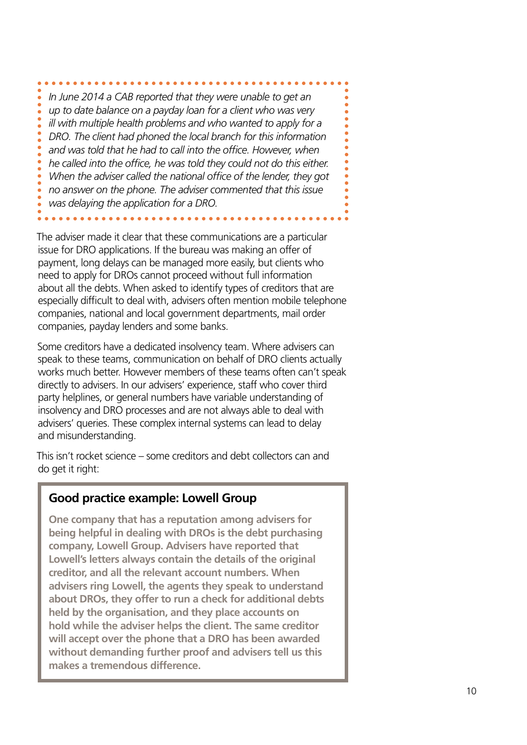*In June 2014 a CAB reported that they were unable to get an up to date balance on a payday loan for a client who was very ill with multiple health problems and who wanted to apply for a DRO. The client had phoned the local branch for this information and was told that he had to call into the office. However, when he called into the office, he was told they could not do this either. When the adviser called the national office of the lender, they got no answer on the phone. The adviser commented that this issue was delaying the application for a DRO.*

The adviser made it clear that these communications are a particular issue for DRO applications. If the bureau was making an offer of payment, long delays can be managed more easily, but clients who need to apply for DROs cannot proceed without full information about all the debts. When asked to identify types of creditors that are especially difficult to deal with, advisers often mention mobile telephone companies, national and local government departments, mail order companies, payday lenders and some banks.

Some creditors have a dedicated insolvency team. Where advisers can speak to these teams, communication on behalf of DRO clients actually works much better. However members of these teams often can't speak directly to advisers. In our advisers' experience, staff who cover third party helplines, or general numbers have variable understanding of insolvency and DRO processes and are not always able to deal with advisers' queries. These complex internal systems can lead to delay and misunderstanding.

This isn't rocket science – some creditors and debt collectors can and do get it right:

### Good practice example: Lowell Group

**One company that has a reputation among advisers for being helpful in dealing with DROs is the debt purchasing company, Lowell Group. Advisers have reported that Lowell's letters always contain the details of the original creditor, and all the relevant account numbers. When advisers ring Lowell, the agents they speak to understand about DROs, they offer to run a check for additional debts held by the organisation, and they place accounts on hold while the adviser helps the client. The same creditor will accept over the phone that a DRO has been awarded without demanding further proof and advisers tell us this makes a tremendous difference.**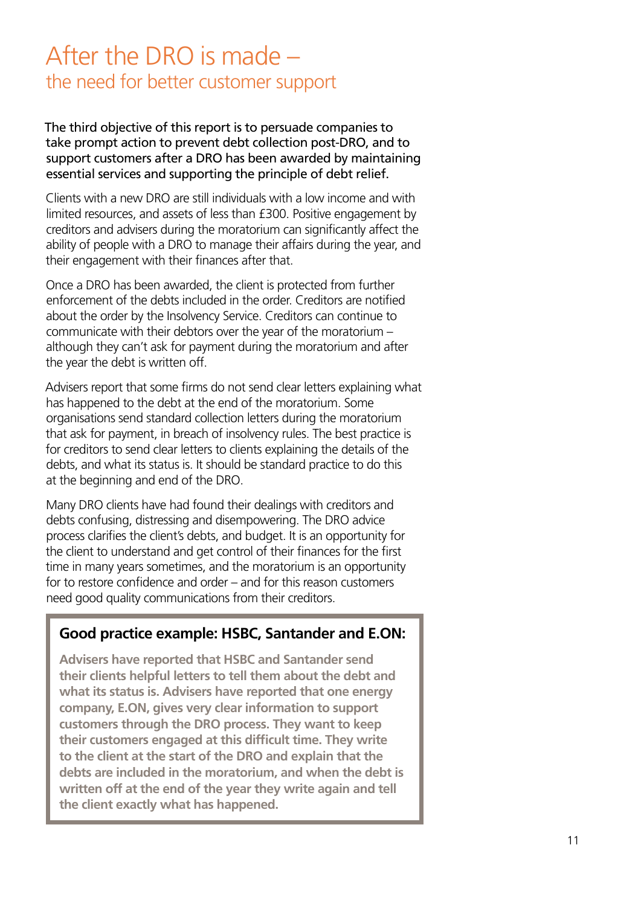# After the DRO is made –
## the need for better customer support

**The third objective of this report is to persuade companies to take prompt action to prevent debt collection post-DRO, and to support customers after a DRO has been awarded by maintaining essential services and supporting the principle of debt relief.**

Clients with a new DRO are still individuals with a low income and with limited resources, and assets of less than £300. Positive engagement by creditors and advisers during the moratorium can significantly affect the ability of people with a DRO to manage their affairs during the year, and their engagement with their finances after that.

Once a DRO has been awarded, the client is protected from further enforcement of the debts included in the order. Creditors are notified about the order by the Insolvency Service. Creditors can continue to communicate with their debtors over the year of the moratorium – although they can't ask for payment during the moratorium and after the year the debt is written off.

Advisers report that some firms do not send clear letters explaining what has happened to the debt at the end of the moratorium. Some organisations send standard collection letters during the moratorium that ask for payment, in breach of insolvency rules. The best practice is for creditors to send clear letters to clients explaining the details of the debts, and what its status is. It should be standard practice to do this at the beginning and end of the DRO.

Many DRO clients have had found their dealings with creditors and debts confusing, distressing and disempowering. The DRO advice process clarifies the client's debts, and budget. It is an opportunity for the client to understand and get control of their finances for the first time in many years sometimes, and the moratorium is an opportunity for to restore confidence and order – and for this reason customers need good quality communications from their creditors.

### Good practice example: HSBC, Santander and E.ON:

**Advisers have reported that HSBC and Santander send their clients helpful letters to tell them about the debt and what its status is. Advisers have reported that one energy company, E.ON, gives very clear information to support customers through the DRO process. They want to keep their customers engaged at this difficult time. They write to the client at the start of the DRO and explain that the debts are included in the moratorium, and when the debt is written off at the end of the year they write again and tell the client exactly what has happened.**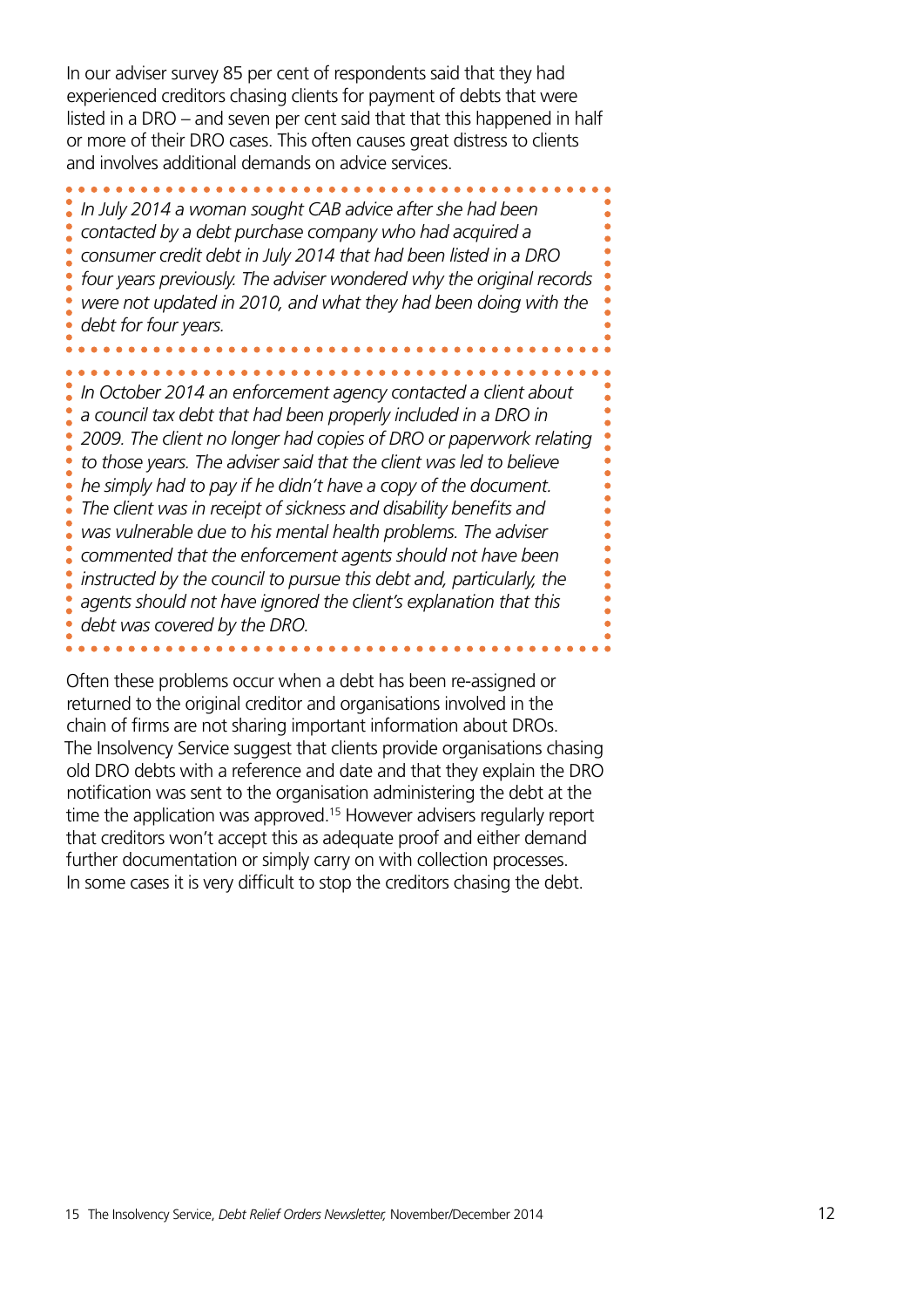In our adviser survey 85 per cent of respondents said that they had experienced creditors chasing clients for payment of debts that were listed in a DRO – and seven per cent said that that this happened in half or more of their DRO cases. This often causes great distress to clients and involves additional demands on advice services.

*In July 2014 a woman sought CAB advice after she had been contacted by a debt purchase company who had acquired a consumer credit debt in July 2014 that had been listed in a DRO four years previously. The adviser wondered why the original records were not updated in 2010, and what they had been doing with the debt for four years.*

*In October 2014 an enforcement agency contacted a client about a council tax debt that had been properly included in a DRO in 2009. The client no longer had copies of DRO or paperwork relating to those years. The adviser said that the client was led to believe he simply had to pay if he didn't have a copy of the document. The client was in receipt of sickness and disability benefits and was vulnerable due to his mental health problems. The adviser commented that the enforcement agents should not have been instructed by the council to pursue this debt and, particularly, the agents should not have ignored the client's explanation that this debt was covered by the DRO.*

Often these problems occur when a debt has been re-assigned or returned to the original creditor and organisations involved in the chain of firms are not sharing important information about DROs. The Insolvency Service suggest that clients provide organisations chasing old DRO debts with a reference and date and that they explain the DRO notification was sent to the organisation administering the debt at the time the application was approved.[15] However advisers regularly report that creditors won't accept this as adequate proof and either demand further documentation or simply carry on with collection processes. In some cases it is very difficult to stop the creditors chasing the debt.

15 The Insolvency Service, *Debt Relief Orders Newsletter,* November/December 2014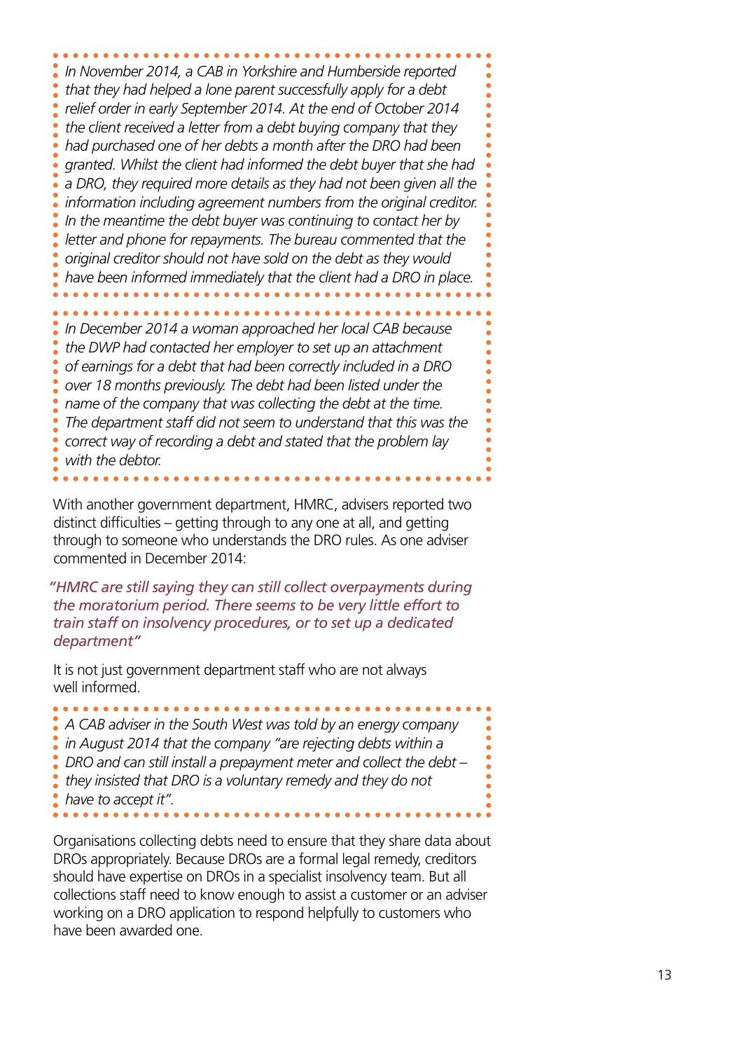*In November 2014, a CAB in Yorkshire and Humberside reported that they had helped a lone parent successfully apply for a debt relief order in early September 2014. At the end of October 2014 the client received a letter from a debt buying company that they had purchased one of her debts a month after the DRO had been granted. Whilst the client had informed the debt buyer that she had a DRO, they required more details as they had not been given all the information including agreement numbers from the original creditor. In the meantime the debt buyer was continuing to contact her by letter and phone for repayments. The bureau commented that the original creditor should not have sold on the debt as they would have been informed immediately that the client had a DRO in place.*

*In December 2014 a woman approached her local CAB because the DWP had contacted her employer to set up an attachment of earnings for a debt that had been correctly included in a DRO over 18 months previously. The debt had been listed under the name of the company that was collecting the debt at the time. The department staff did not seem to understand that this was the correct way of recording a debt and stated that the problem lay with the debtor.*

With another government department, HMRC, advisers reported two distinct difficulties – getting through to any one at all, and getting through to someone who understands the DRO rules. As one adviser commented in December 2014:

*"HMRC are still saying they can still collect overpayments during the moratorium period. There seems to be very little effort to train staff on insolvency procedures, or to set up a dedicated department"*

It is not just government department staff who are not always well informed.

*A CAB adviser in the South West was told by an energy company in August 2014 that the company "are rejecting debts within a DRO and can still install a prepayment meter and collect the debt – they insisted that DRO is a voluntary remedy and they do not have to accept it".*

Organisations collecting debts need to ensure that they share data about DROs appropriately. Because DROs are a formal legal remedy, creditors should have expertise on DROs in a specialist insolvency team. But all collections staff need to know enough to assist a customer or an adviser working on a DRO application to respond helpfully to customers who have been awarded one.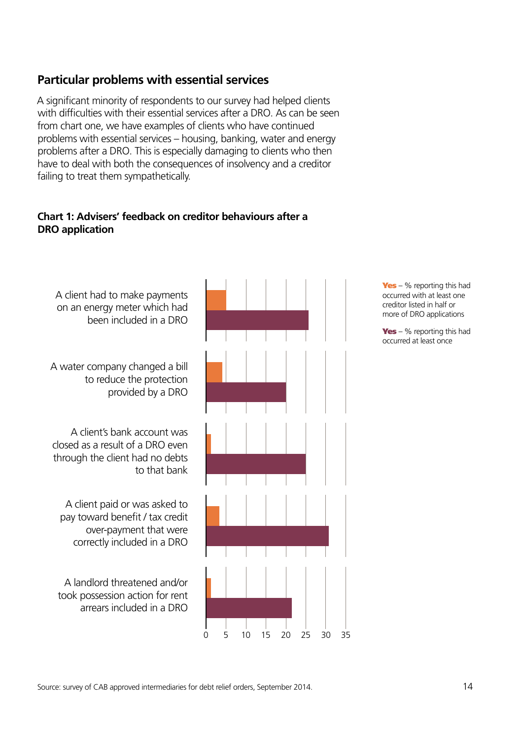## Particular problems with essential services

A significant minority of respondents to our survey had helped clients with difficulties with their essential services after a DRO. As can be seen from chart one, we have examples of clients who have continued problems with essential services – housing, banking, water and energy problems after a DRO. This is especially damaging to clients who then have to deal with both the consequences of insolvency and a creditor failing to treat them sympathetically.

**Chart 1: Advisers' feedback on creditor behaviours after a DRO application**

A client had to make payments on an energy meter which had been included in a DRO

A water company changed a bill to reduce the protection provided by a DRO

A client's bank account was closed as a result of a DRO even through the client had no debts to that bank

A client paid or was asked to pay toward benefit / tax credit over-payment that were correctly included in a DRO

A landlord threatened and/or took possession action for rent arrears included in a DRO

0 5 10 15 20 25 30 35

**Yes** – % reporting this had occurred with at least one creditor listed in half or more of DRO applications

**Yes** – % reporting this had occurred at least once

Source: survey of CAB approved intermediaries for debt relief orders, September 2014.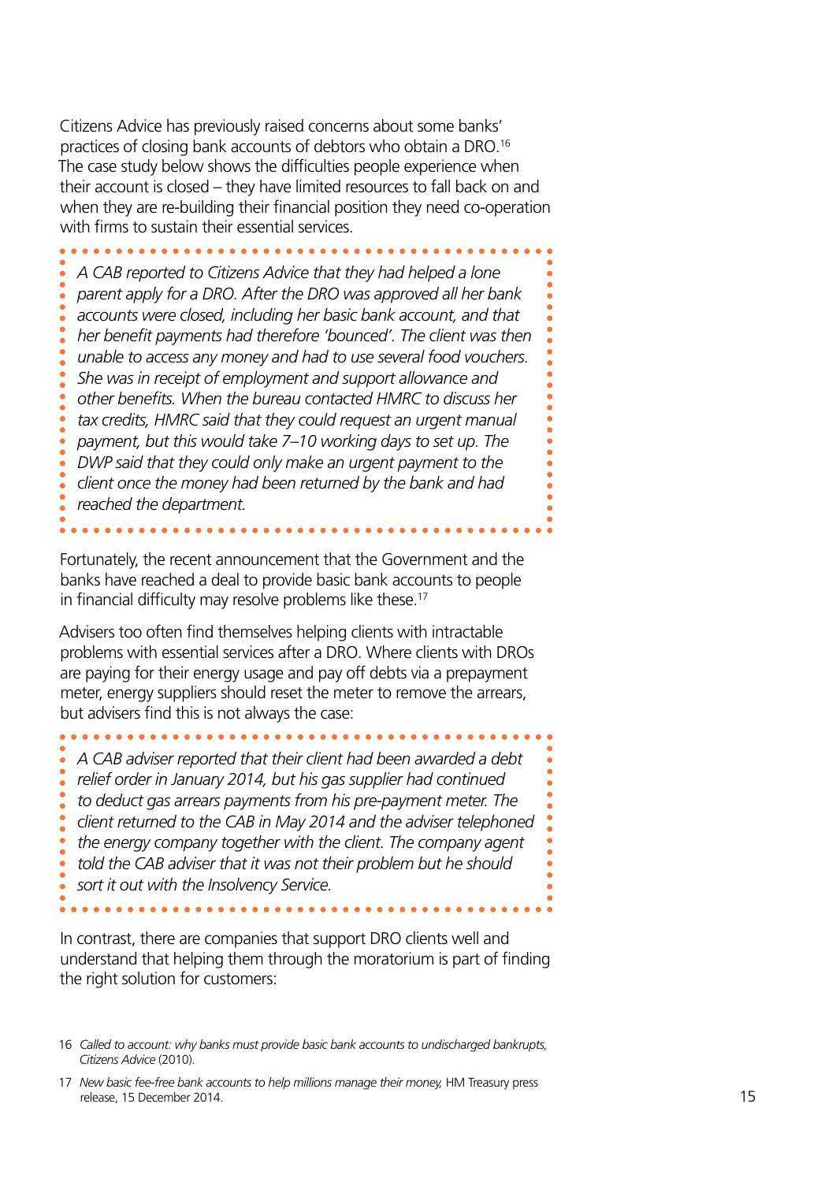Citizens Advice has previously raised concerns about some banks' practices of closing bank accounts of debtors who obtain a DRO.[16] The case study below shows the difficulties people experience when their account is closed – they have limited resources to fall back on and when they are re-building their financial position they need co-operation with firms to sustain their essential services.

> *A CAB reported to Citizens Advice that they had helped a lone parent apply for a DRO. After the DRO was approved all her bank accounts were closed, including her basic bank account, and that her benefit payments had therefore 'bounced'. The client was then unable to access any money and had to use several food vouchers. She was in receipt of employment and support allowance and other benefits. When the bureau contacted HMRC to discuss her tax credits, HMRC said that they could request an urgent manual payment, but this would take 7–10 working days to set up. The DWP said that they could only make an urgent payment to the client once the money had been returned by the bank and had reached the department.*

Fortunately, the recent announcement that the Government and the banks have reached a deal to provide basic bank accounts to people in financial difficulty may resolve problems like these.[17]

Advisers too often find themselves helping clients with intractable problems with essential services after a DRO. Where clients with DROs are paying for their energy usage and pay off debts via a prepayment meter, energy suppliers should reset the meter to remove the arrears, but advisers find this is not always the case:

> *A CAB adviser reported that their client had been awarded a debt relief order in January 2014, but his gas supplier had continued to deduct gas arrears payments from his pre-payment meter. The client returned to the CAB in May 2014 and the adviser telephoned the energy company together with the client. The company agent told the CAB adviser that it was not their problem but he should sort it out with the Insolvency Service.*

In contrast, there are companies that support DRO clients well and understand that helping them through the moratorium is part of finding the right solution for customers:

16 *Called to account: why banks must provide basic bank accounts to undischarged bankrupts, Citizens Advice* (2010).

17 *New basic fee-free bank accounts to help millions manage their money,* HM Treasury press release, 15 December 2014.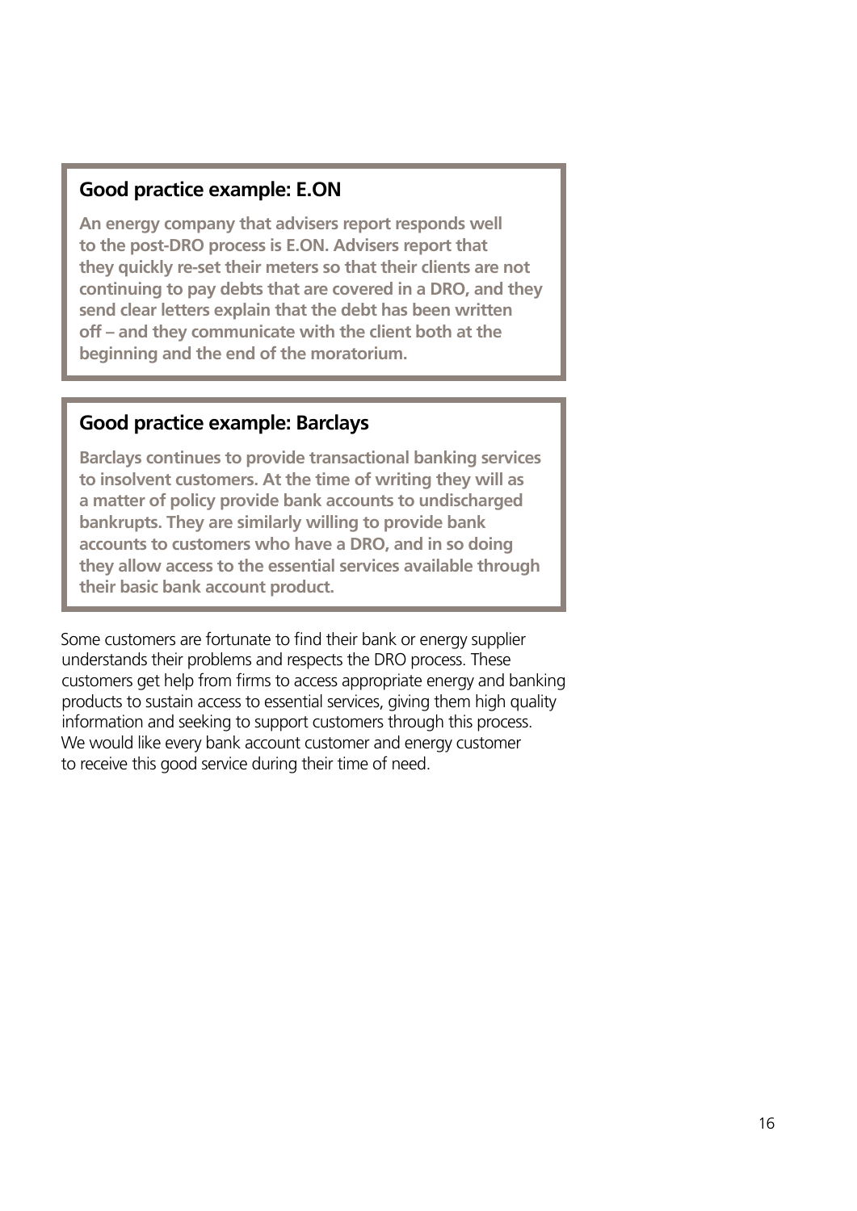### Good practice example: E.ON

**An energy company that advisers report responds well to the post-DRO process is E.ON. Advisers report that they quickly re-set their meters so that their clients are not continuing to pay debts that are covered in a DRO, and they send clear letters explain that the debt has been written off – and they communicate with the client both at the beginning and the end of the moratorium.**

### Good practice example: Barclays

**Barclays continues to provide transactional banking services to insolvent customers. At the time of writing they will as a matter of policy provide bank accounts to undischarged bankrupts. They are similarly willing to provide bank accounts to customers who have a DRO, and in so doing they allow access to the essential services available through their basic bank account product.**

Some customers are fortunate to find their bank or energy supplier understands their problems and respects the DRO process. These customers get help from firms to access appropriate energy and banking products to sustain access to essential services, giving them high quality information and seeking to support customers through this process. We would like every bank account customer and energy customer to receive this good service during their time of need.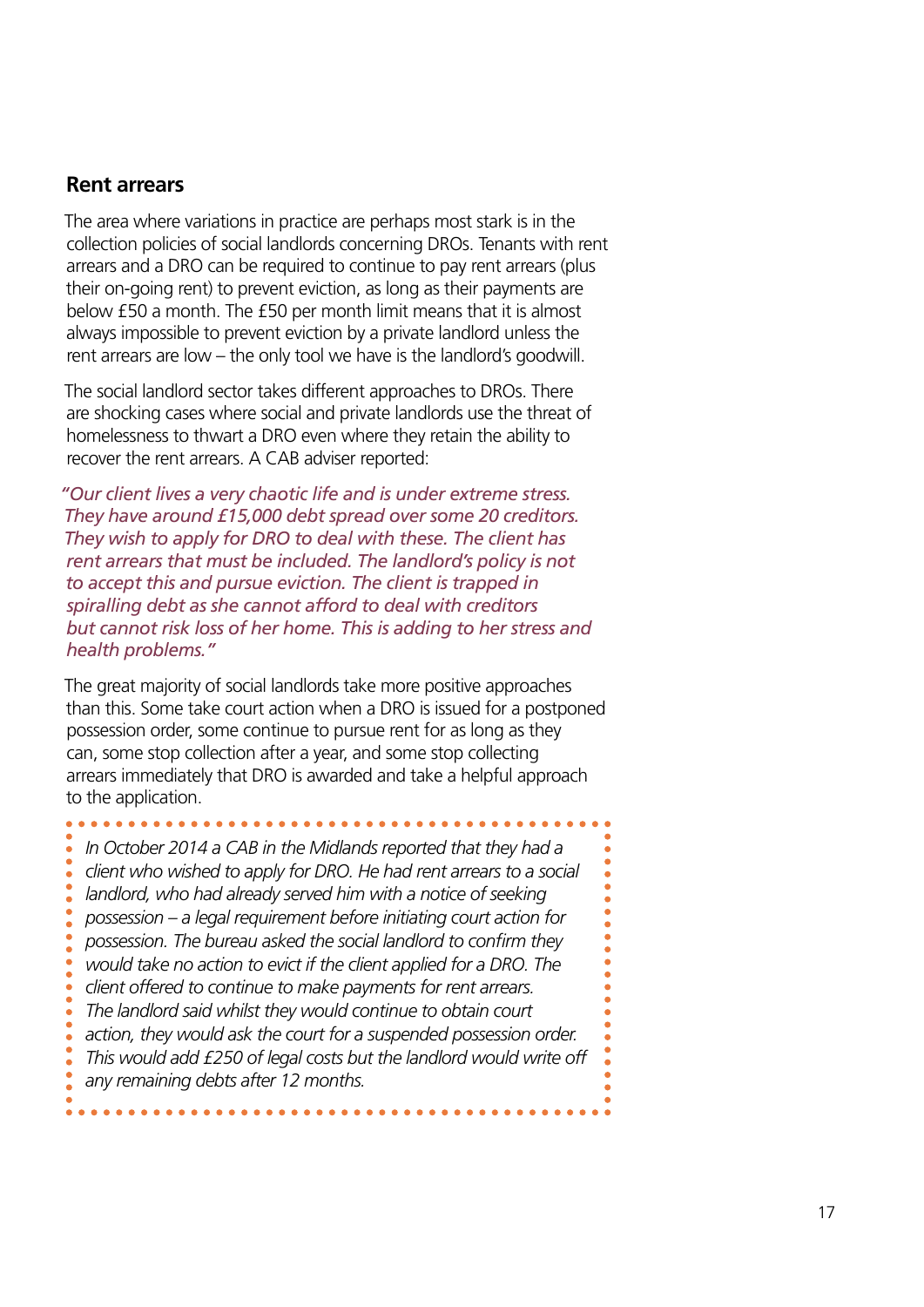## Rent arrears

The area where variations in practice are perhaps most stark is in the collection policies of social landlords concerning DROs. Tenants with rent arrears and a DRO can be required to continue to pay rent arrears (plus their on-going rent) to prevent eviction, as long as their payments are below £50 a month. The £50 per month limit means that it is almost always impossible to prevent eviction by a private landlord unless the rent arrears are low – the only tool we have is the landlord's goodwill.

The social landlord sector takes different approaches to DROs. There are shocking cases where social and private landlords use the threat of homelessness to thwart a DRO even where they retain the ability to recover the rent arrears. A CAB adviser reported:

*"Our client lives a very chaotic life and is under extreme stress. They have around £15,000 debt spread over some 20 creditors. They wish to apply for DRO to deal with these. The client has rent arrears that must be included. The landlord's policy is not to accept this and pursue eviction. The client is trapped in spiralling debt as she cannot afford to deal with creditors but cannot risk loss of her home. This is adding to her stress and health problems."*

The great majority of social landlords take more positive approaches than this. Some take court action when a DRO is issued for a postponed possession order, some continue to pursue rent for as long as they can, some stop collection after a year, and some stop collecting arrears immediately that DRO is awarded and take a helpful approach to the application.

*In October 2014 a CAB in the Midlands reported that they had a client who wished to apply for DRO. He had rent arrears to a social landlord, who had already served him with a notice of seeking possession – a legal requirement before initiating court action for possession. The bureau asked the social landlord to confirm they would take no action to evict if the client applied for a DRO. The client offered to continue to make payments for rent arrears. The landlord said whilst they would continue to obtain court action, they would ask the court for a suspended possession order. This would add £250 of legal costs but the landlord would write off any remaining debts after 12 months.*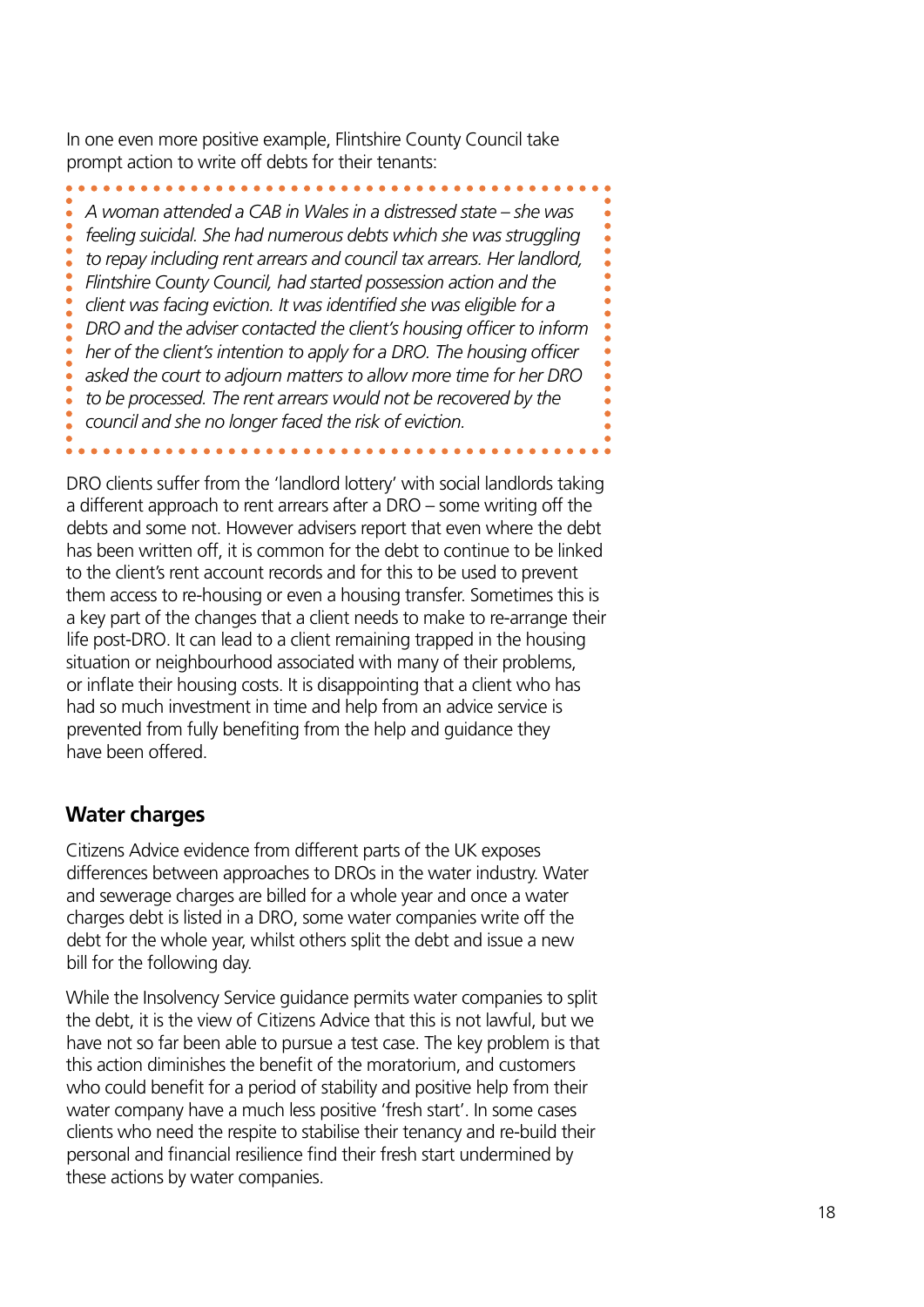In one even more positive example, Flintshire County Council take prompt action to write off debts for their tenants:

> *A woman attended a CAB in Wales in a distressed state – she was feeling suicidal. She had numerous debts which she was struggling to repay including rent arrears and council tax arrears. Her landlord, Flintshire County Council, had started possession action and the client was facing eviction. It was identified she was eligible for a DRO and the adviser contacted the client's housing officer to inform her of the client's intention to apply for a DRO. The housing officer asked the court to adjourn matters to allow more time for her DRO to be processed. The rent arrears would not be recovered by the council and she no longer faced the risk of eviction.*

DRO clients suffer from the 'landlord lottery' with social landlords taking a different approach to rent arrears after a DRO – some writing off the debts and some not. However advisers report that even where the debt has been written off, it is common for the debt to continue to be linked to the client's rent account records and for this to be used to prevent them access to re-housing or even a housing transfer. Sometimes this is a key part of the changes that a client needs to make to re-arrange their life post-DRO. It can lead to a client remaining trapped in the housing situation or neighbourhood associated with many of their problems, or inflate their housing costs. It is disappointing that a client who has had so much investment in time and help from an advice service is prevented from fully benefiting from the help and guidance they have been offered.

## Water charges

Citizens Advice evidence from different parts of the UK exposes differences between approaches to DROs in the water industry. Water and sewerage charges are billed for a whole year and once a water charges debt is listed in a DRO, some water companies write off the debt for the whole year, whilst others split the debt and issue a new bill for the following day.

While the Insolvency Service guidance permits water companies to split the debt, it is the view of Citizens Advice that this is not lawful, but we have not so far been able to pursue a test case. The key problem is that this action diminishes the benefit of the moratorium, and customers who could benefit for a period of stability and positive help from their water company have a much less positive 'fresh start'. In some cases clients who need the respite to stabilise their tenancy and re-build their personal and financial resilience find their fresh start undermined by these actions by water companies.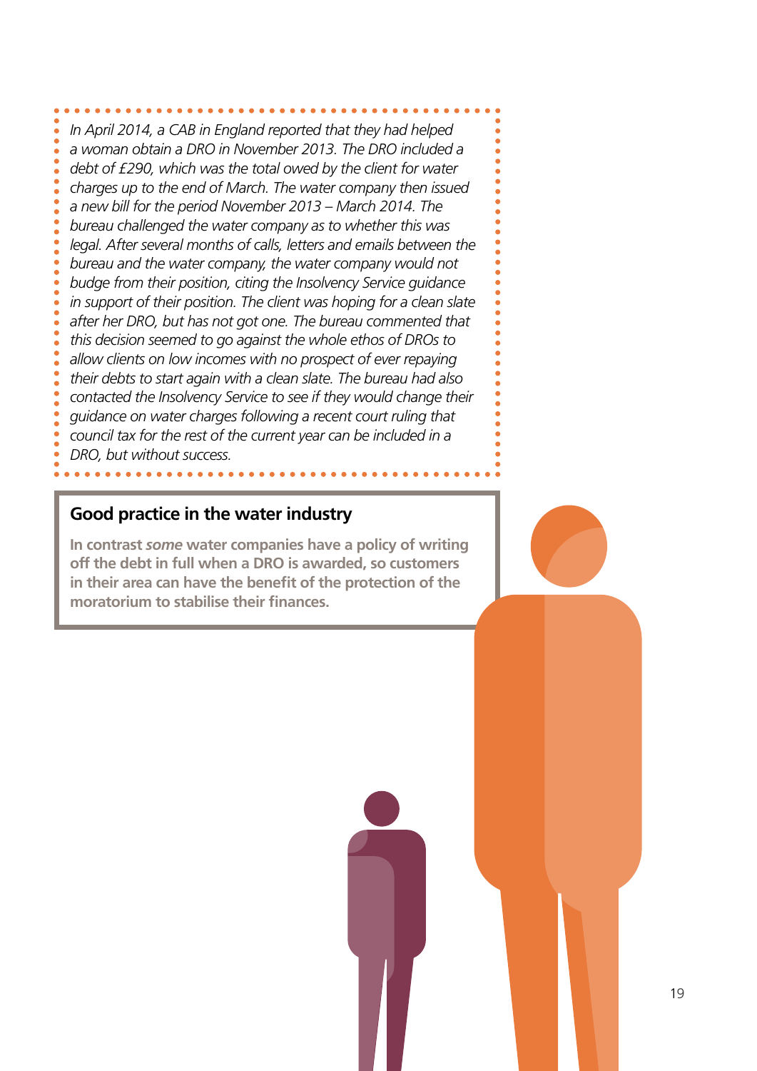*In April 2014, a CAB in England reported that they had helped a woman obtain a DRO in November 2013. The DRO included a debt of £290, which was the total owed by the client for water charges up to the end of March. The water company then issued a new bill for the period November 2013 – March 2014. The bureau challenged the water company as to whether this was legal. After several months of calls, letters and emails between the bureau and the water company, the water company would not budge from their position, citing the Insolvency Service guidance in support of their position. The client was hoping for a clean slate after her DRO, but has not got one. The bureau commented that this decision seemed to go against the whole ethos of DROs to allow clients on low incomes with no prospect of ever repaying their debts to start again with a clean slate. The bureau had also contacted the Insolvency Service to see if they would change their guidance on water charges following a recent court ruling that council tax for the rest of the current year can be included in a DRO, but without success.*

## Good practice in the water industry

**In contrast *some* water companies have a policy of writing off the debt in full when a DRO is awarded, so customers in their area can have the benefit of the protection of the moratorium to stabilise their finances.**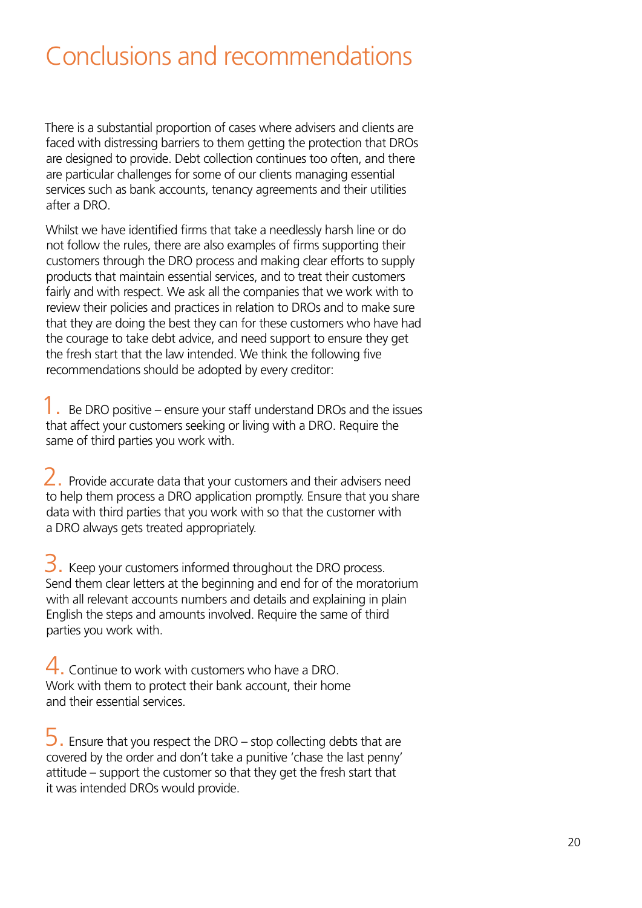# Conclusions and recommendations

There is a substantial proportion of cases where advisers and clients are faced with distressing barriers to them getting the protection that DROs are designed to provide. Debt collection continues too often, and there are particular challenges for some of our clients managing essential services such as bank accounts, tenancy agreements and their utilities after a DRO.

Whilst we have identified firms that take a needlessly harsh line or do not follow the rules, there are also examples of firms supporting their customers through the DRO process and making clear efforts to supply products that maintain essential services, and to treat their customers fairly and with respect. We ask all the companies that we work with to review their policies and practices in relation to DROs and to make sure that they are doing the best they can for these customers who have had the courage to take debt advice, and need support to ensure they get the fresh start that the law intended. We think the following five recommendations should be adopted by every creditor:

1. Be DRO positive – ensure your staff understand DROs and the issues that affect your customers seeking or living with a DRO. Require the same of third parties you work with.

2. Provide accurate data that your customers and their advisers need to help them process a DRO application promptly. Ensure that you share data with third parties that you work with so that the customer with a DRO always gets treated appropriately.

3. Keep your customers informed throughout the DRO process. Send them clear letters at the beginning and end for of the moratorium with all relevant accounts numbers and details and explaining in plain English the steps and amounts involved. Require the same of third parties you work with.

4. Continue to work with customers who have a DRO. Work with them to protect their bank account, their home and their essential services.

5. Ensure that you respect the DRO – stop collecting debts that are covered by the order and don't take a punitive 'chase the last penny' attitude – support the customer so that they get the fresh start that it was intended DROs would provide.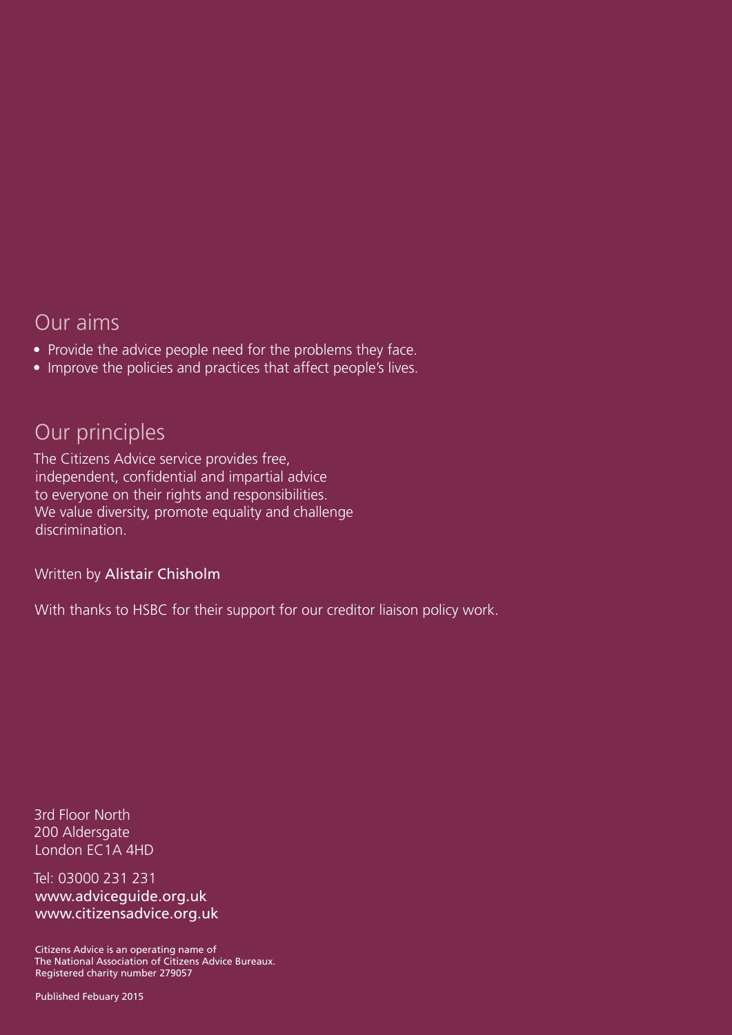## Our aims

- Provide the advice people need for the problems they face.
- Improve the policies and practices that affect people's lives.

## Our principles

The Citizens Advice service provides free, independent, confidential and impartial advice to everyone on their rights and responsibilities. We value diversity, promote equality and challenge discrimination.

Written by Alistair Chisholm

With thanks to HSBC for their support for our creditor liaison policy work.

3rd Floor North
200 Aldersgate
London EC1A 4HD

Tel: 03000 231 231
www.adviceguide.org.uk
www.citizensadvice.org.uk

Citizens Advice is an operating name of
The National Association of Citizens Advice Bureaux.
Registered charity number 279057

Published Febuary 2015